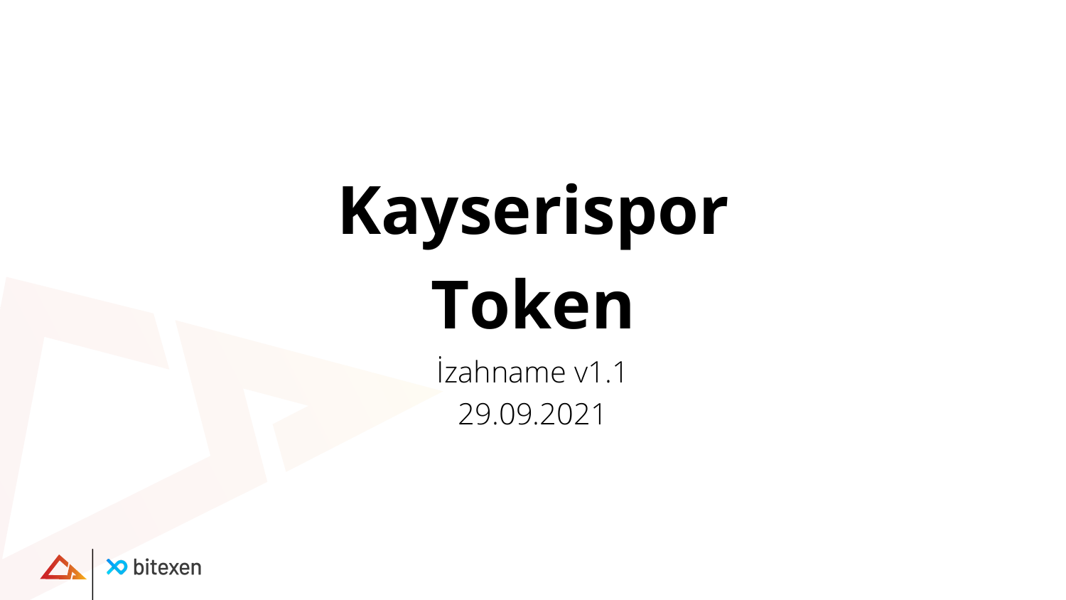# Kayserispor Token

İzahname v1.1

29.09.2021

bitexen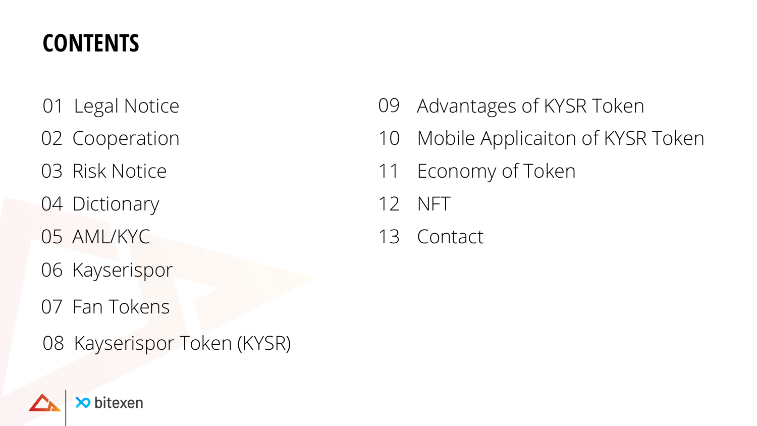# CONTENTS

01 Legal Notice

02 Cooperation

03 Risk Notice

04 Dictionary

05 AML/KYC

06 Kayserispor

07 Fan Tokens

08 Kayserispor Token (KYSR)

09 Advantages of KYSR Token

10 Mobile Applicaiton of KYSR Token

11 Economy of Token

12 NFT

13 Contact

bitexen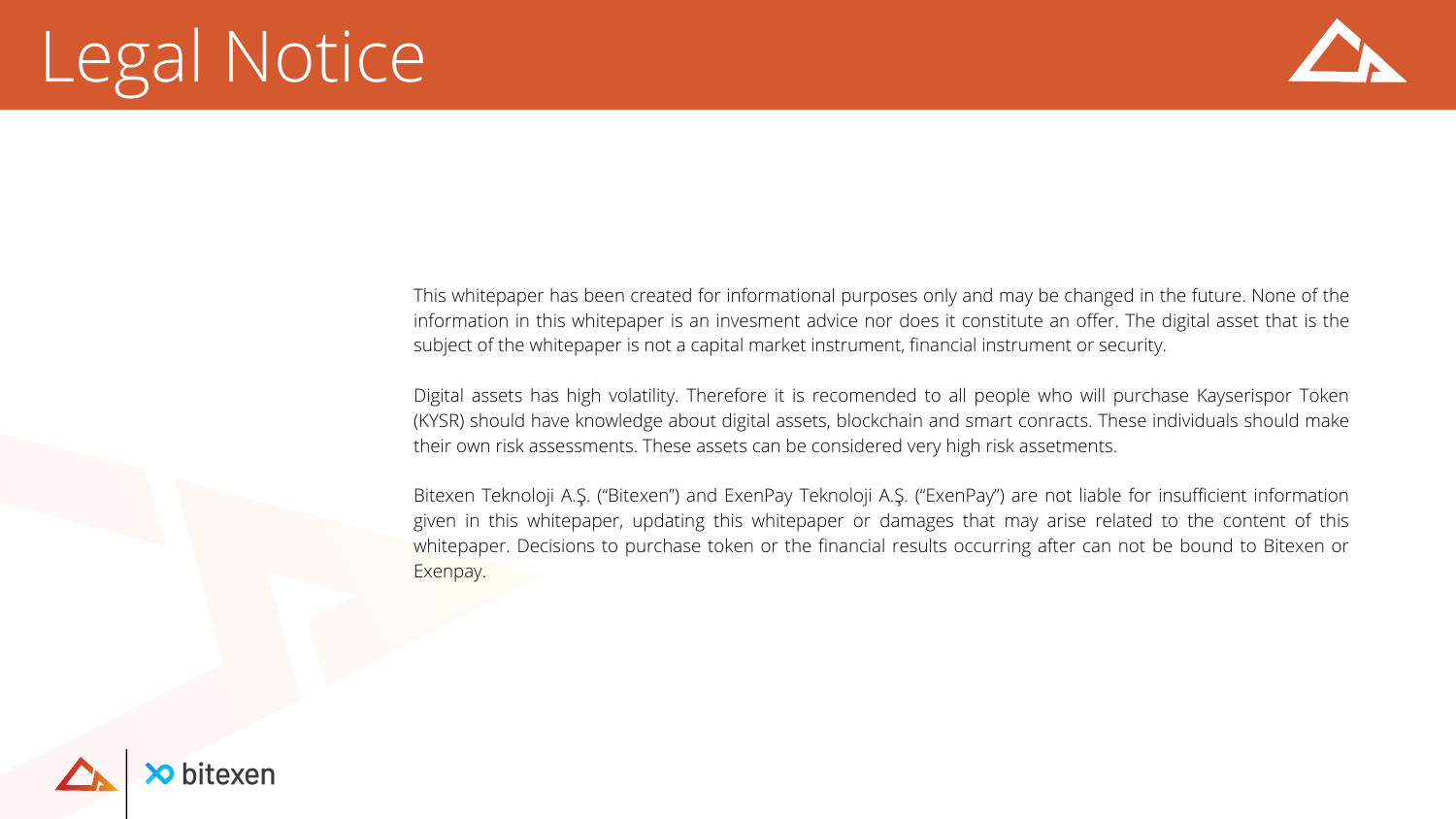# Legal Notice

This whitepaper has been created for informational purposes only and may be changed in the future. None of the information in this whitepaper is an invesment advice nor does it constitute an offer. The digital asset that is the subject of the whitepaper is not a capital market instrument, financial instrument or security.

Digital assets has high volatility. Therefore it is recomended to all people who will purchase Kayserispor Token (KYSR) should have knowledge about digital assets, blockchain and smart conracts. These individuals should make their own risk assessments. These assets can be considered very high risk assetments.

Bitexen Teknoloji A.Ş. ("Bitexen") and ExenPay Teknoloji A.Ş. ("ExenPay") are not liable for insufficient information given in this whitepaper, updating this whitepaper or damages that may arise related to the content of this whitepaper. Decisions to purchase token or the financial results occurring after can not be bound to Bitexen or Exenpay.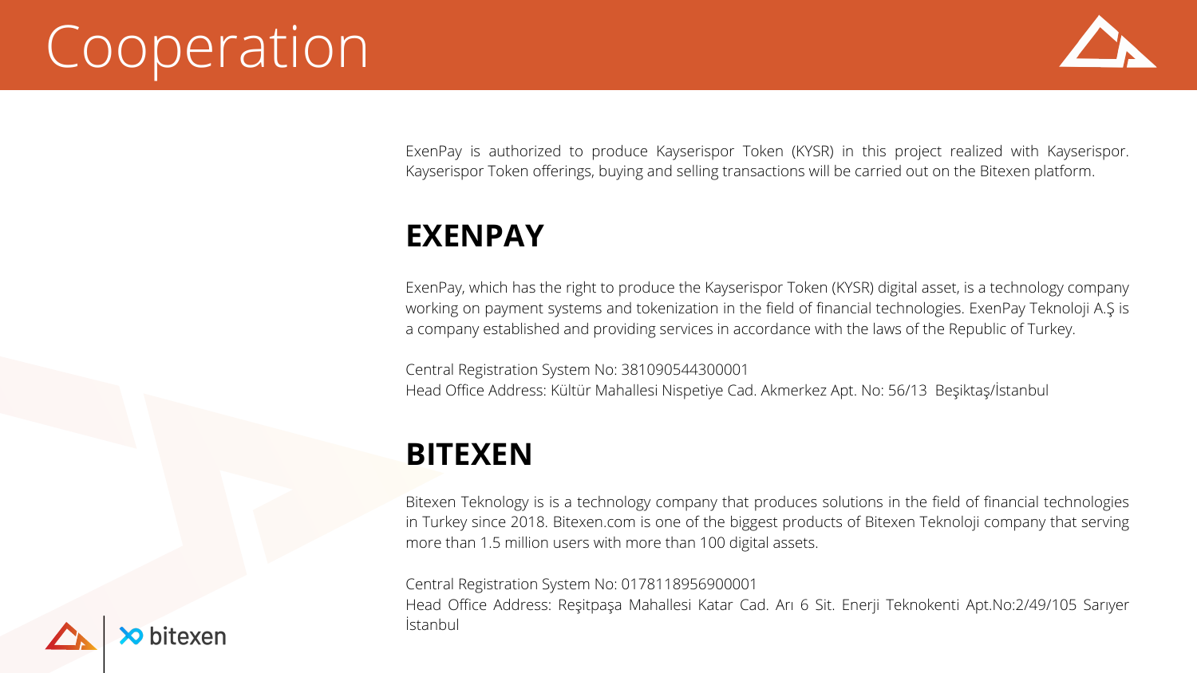# Cooperation

ExenPay is authorized to produce Kayserispor Token (KYSR) in this project realized with Kayserispor. Kayserispor Token offerings, buying and selling transactions will be carried out on the Bitexen platform.

## EXENPAY

ExenPay, which has the right to produce the Kayserispor Token (KYSR) digital asset, is a technology company working on payment systems and tokenization in the field of financial technologies. ExenPay Teknoloji A.Ş is a company established and providing services in accordance with the laws of the Republic of Turkey.

Central Registration System No: 381090544300001
Head Office Address: Kültür Mahallesi Nispetiye Cad. Akmerkez Apt. No: 56/13 Beşiktaş/İstanbul

## BITEXEN

Bitexen Teknology is is a technology company that produces solutions in the field of financial technologies in Turkey since 2018. Bitexen.com is one of the biggest products of Bitexen Teknoloji company that serving more than 1.5 million users with more than 100 digital assets.

Central Registration System No: 0178118956900001
Head Office Address: Reşitpaşa Mahallesi Katar Cad. Arı 6 Sit. Enerji Teknokenti Apt.No:2/49/105 Sarıyer İstanbul

bitexen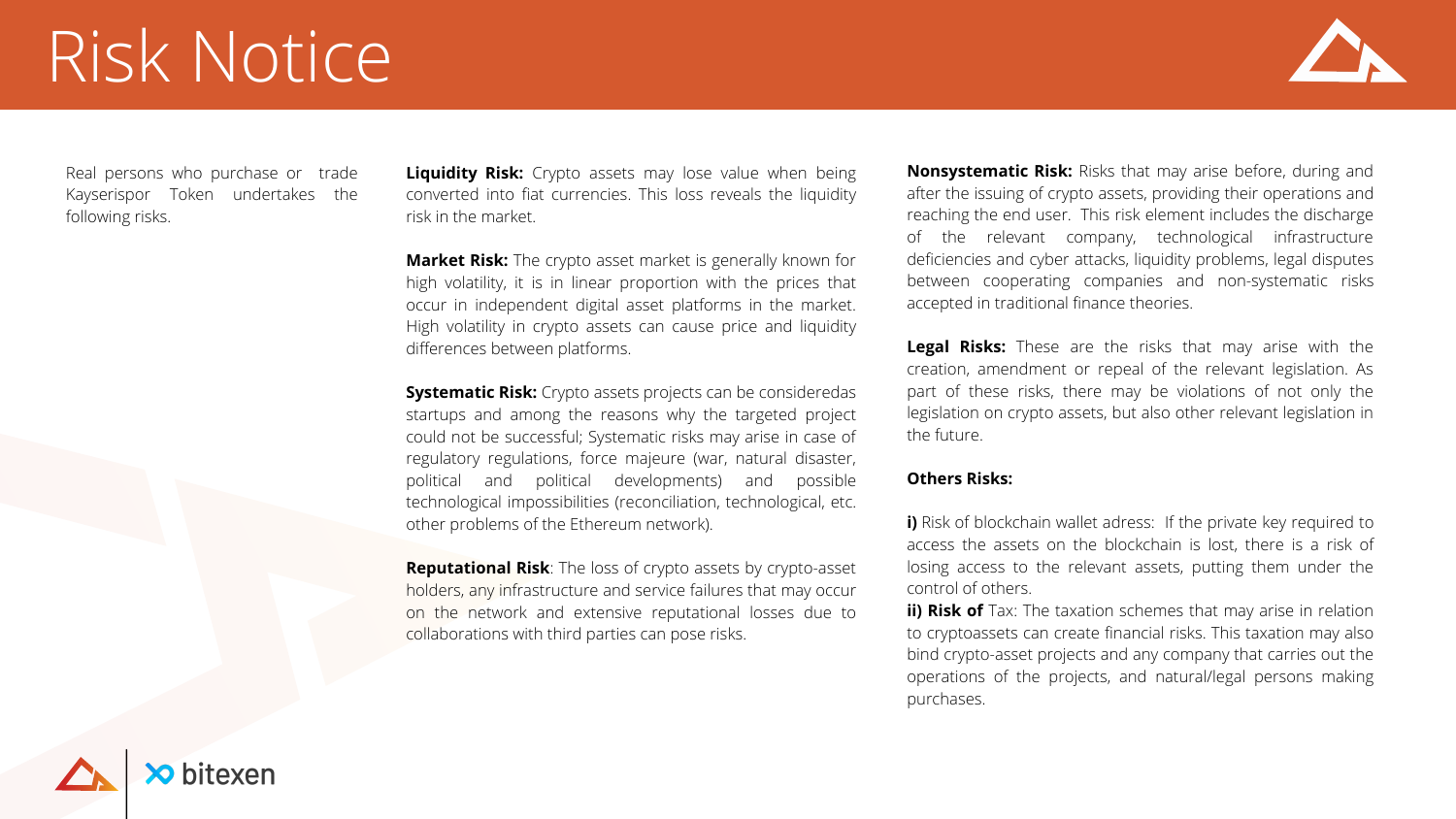# Risk Notice

Real persons who purchase or trade Kayserispor Token undertakes the following risks.

**Liquidity Risk:** Crypto assets may lose value when being converted into fiat currencies. This loss reveals the liquidity risk in the market.

**Market Risk:** The crypto asset market is generally known for high volatility, it is in linear proportion with the prices that occur in independent digital asset platforms in the market. High volatility in crypto assets can cause price and liquidity differences between platforms.

**Systematic Risk:** Crypto assets projects can be consideredas startups and among the reasons why the targeted project could not be successful; Systematic risks may arise in case of regulatory regulations, force majeure (war, natural disaster, political and political developments) and possible technological impossibilities (reconciliation, technological, etc. other problems of the Ethereum network).

**Reputational Risk**: The loss of crypto assets by crypto-asset holders, any infrastructure and service failures that may occur on the network and extensive reputational losses due to collaborations with third parties can pose risks.

**Nonsystematic Risk:** Risks that may arise before, during and after the issuing of crypto assets, providing their operations and reaching the end user. This risk element includes the discharge of the relevant company, technological infrastructure deficiencies and cyber attacks, liquidity problems, legal disputes between cooperating companies and non-systematic risks accepted in traditional finance theories.

**Legal Risks:** These are the risks that may arise with the creation, amendment or repeal of the relevant legislation. As part of these risks, there may be violations of not only the legislation on crypto assets, but also other relevant legislation in the future.

**Others Risks:**

**i)** Risk of blockchain wallet adress: If the private key required to access the assets on the blockchain is lost, there is a risk of losing access to the relevant assets, putting them under the control of others.

**ii) Risk of** Tax: The taxation schemes that may arise in relation to cryptoassets can create financial risks. This taxation may also bind crypto-asset projects and any company that carries out the operations of the projects, and natural/legal persons making purchases.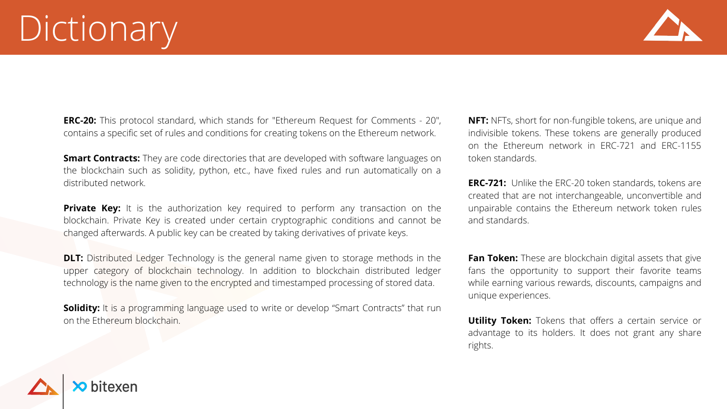# Dictionary

**ERC-20:** This protocol standard, which stands for "Ethereum Request for Comments - 20", contains a specific set of rules and conditions for creating tokens on the Ethereum network.

**Smart Contracts:** They are code directories that are developed with software languages on the blockchain such as solidity, python, etc., have fixed rules and run automatically on a distributed network.

**Private Key:** It is the authorization key required to perform any transaction on the blockchain. Private Key is created under certain cryptographic conditions and cannot be changed afterwards. A public key can be created by taking derivatives of private keys.

**DLT:** Distributed Ledger Technology is the general name given to storage methods in the upper category of blockchain technology. In addition to blockchain distributed ledger technology is the name given to the encrypted and timestamped processing of stored data.

**Solidity:** It is a programming language used to write or develop “Smart Contracts” that run on the Ethereum blockchain.

**NFT:** NFTs, short for non-fungible tokens, are unique and indivisible tokens. These tokens are generally produced on the Ethereum network in ERC-721 and ERC-1155 token standards.

**ERC-721:** Unlike the ERC-20 token standards, tokens are created that are not interchangeable, unconvertible and unpairable contains the Ethereum network token rules and standards.

**Fan Token:** These are blockchain digital assets that give fans the opportunity to support their favorite teams while earning various rewards, discounts, campaigns and unique experiences.

**Utility Token:** Tokens that offers a certain service or advantage to its holders. It does not grant any share rights.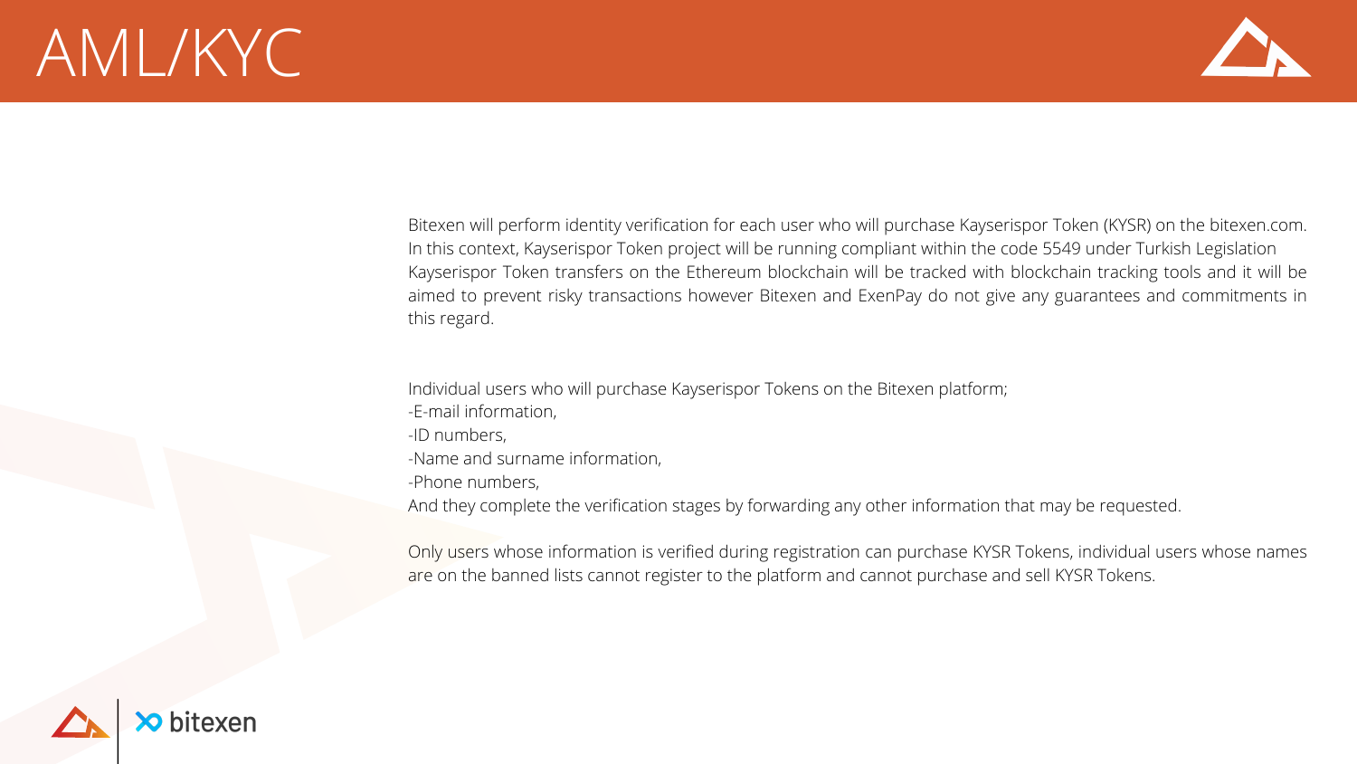# AML/KYC

Bitexen will perform identity verification for each user who will purchase Kayserispor Token (KYSR) on the bitexen.com. In this context, Kayserispor Token project will be running compliant within the code 5549 under Turkish Legislation Kayserispor Token transfers on the Ethereum blockchain will be tracked with blockchain tracking tools and it will be aimed to prevent risky transactions however Bitexen and ExenPay do not give any guarantees and commitments in this regard.

Individual users who will purchase Kayserispor Tokens on the Bitexen platform;
-E-mail information,
-ID numbers,
-Name and surname information,
-Phone numbers,
And they complete the verification stages by forwarding any other information that may be requested.

Only users whose information is verified during registration can purchase KYSR Tokens, individual users whose names are on the banned lists cannot register to the platform and cannot purchase and sell KYSR Tokens.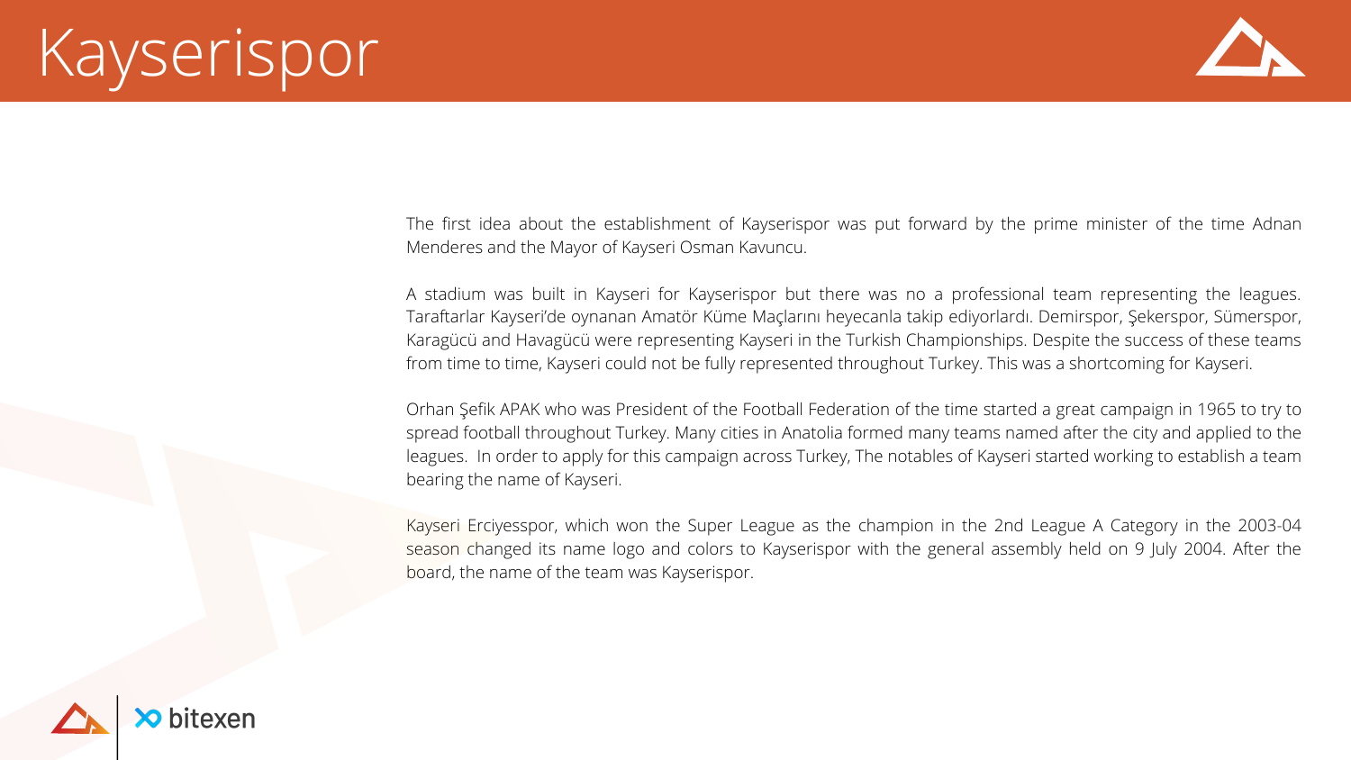# Kayserispor

The first idea about the establishment of Kayserispor was put forward by the prime minister of the time Adnan Menderes and the Mayor of Kayseri Osman Kavuncu.

A stadium was built in Kayseri for Kayserispor but there was no a professional team representing the leagues. Taraftarlar Kayseri'de oynanan Amatör Küme Maçlarını heyecanla takip ediyorlardı. Demirspor, Şekerspor, Sümerspor, Karagücü and Havagücü were representing Kayseri in the Turkish Championships. Despite the success of these teams from time to time, Kayseri could not be fully represented throughout Turkey. This was a shortcoming for Kayseri.

Orhan Şefik APAK who was President of the Football Federation of the time started a great campaign in 1965 to try to spread football throughout Turkey. Many cities in Anatolia formed many teams named after the city and applied to the leagues. In order to apply for this campaign across Turkey, The notables of Kayseri started working to establish a team bearing the name of Kayseri.

Kayseri Erciyesspor, which won the Super League as the champion in the 2nd League A Category in the 2003-04 season changed its name logo and colors to Kayserispor with the general assembly held on 9 July 2004. After the board, the name of the team was Kayserispor.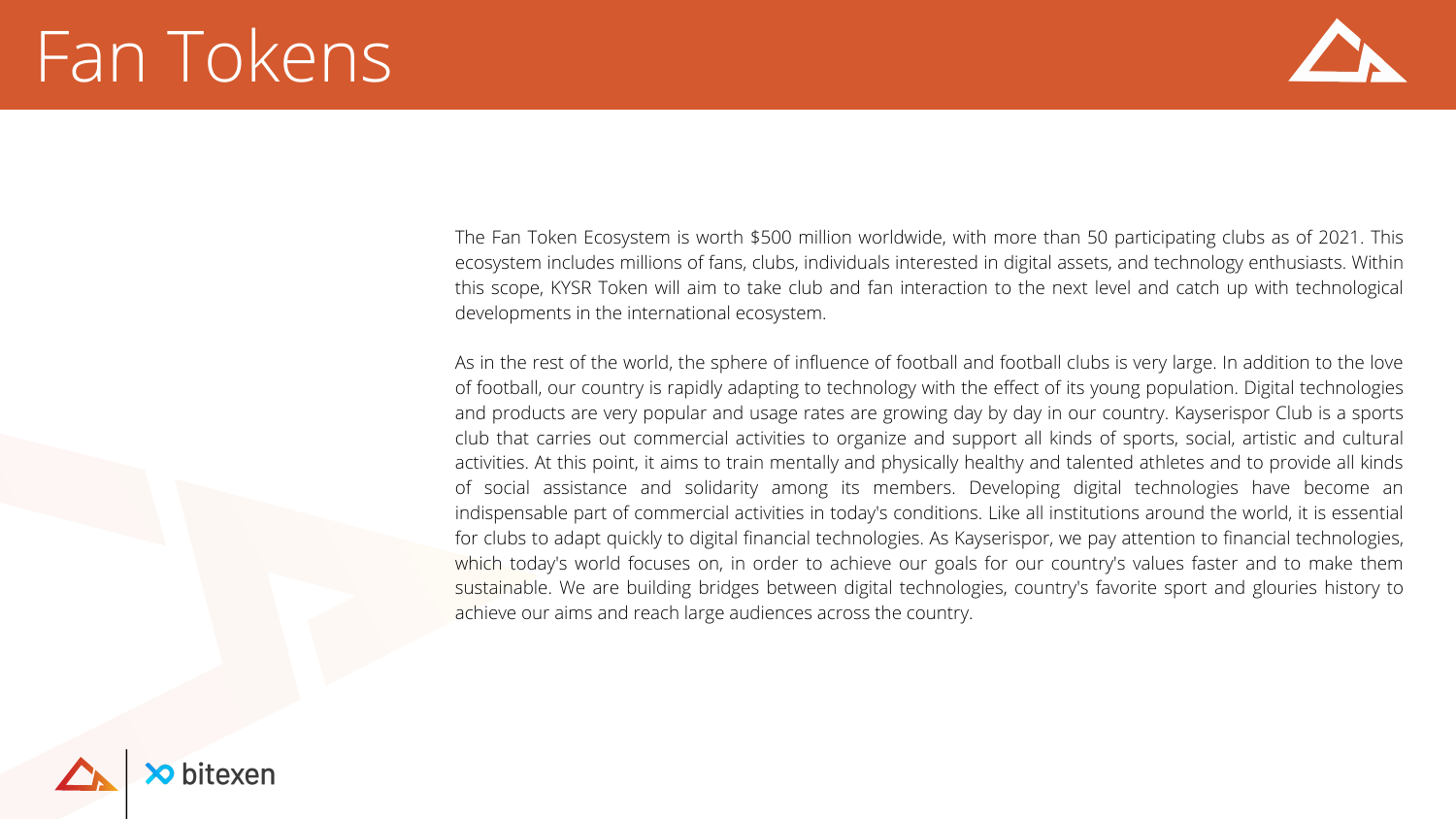# Fan Tokens

The Fan Token Ecosystem is worth $500 million worldwide, with more than 50 participating clubs as of 2021. This ecosystem includes millions of fans, clubs, individuals interested in digital assets, and technology enthusiasts. Within this scope, KYSR Token will aim to take club and fan interaction to the next level and catch up with technological developments in the international ecosystem.

As in the rest of the world, the sphere of influence of football and football clubs is very large. In addition to the love of football, our country is rapidly adapting to technology with the effect of its young population. Digital technologies and products are very popular and usage rates are growing day by day in our country. Kayserispor Club is a sports club that carries out commercial activities to organize and support all kinds of sports, social, artistic and cultural activities. At this point, it aims to train mentally and physically healthy and talented athletes and to provide all kinds of social assistance and solidarity among its members. Developing digital technologies have become an indispensable part of commercial activities in today's conditions. Like all institutions around the world, it is essential for clubs to adapt quickly to digital financial technologies. As Kayserispor, we pay attention to financial technologies, which today's world focuses on, in order to achieve our goals for our country's values faster and to make them sustainable. We are building bridges between digital technologies, country's favorite sport and glouries history to achieve our aims and reach large audiences across the country.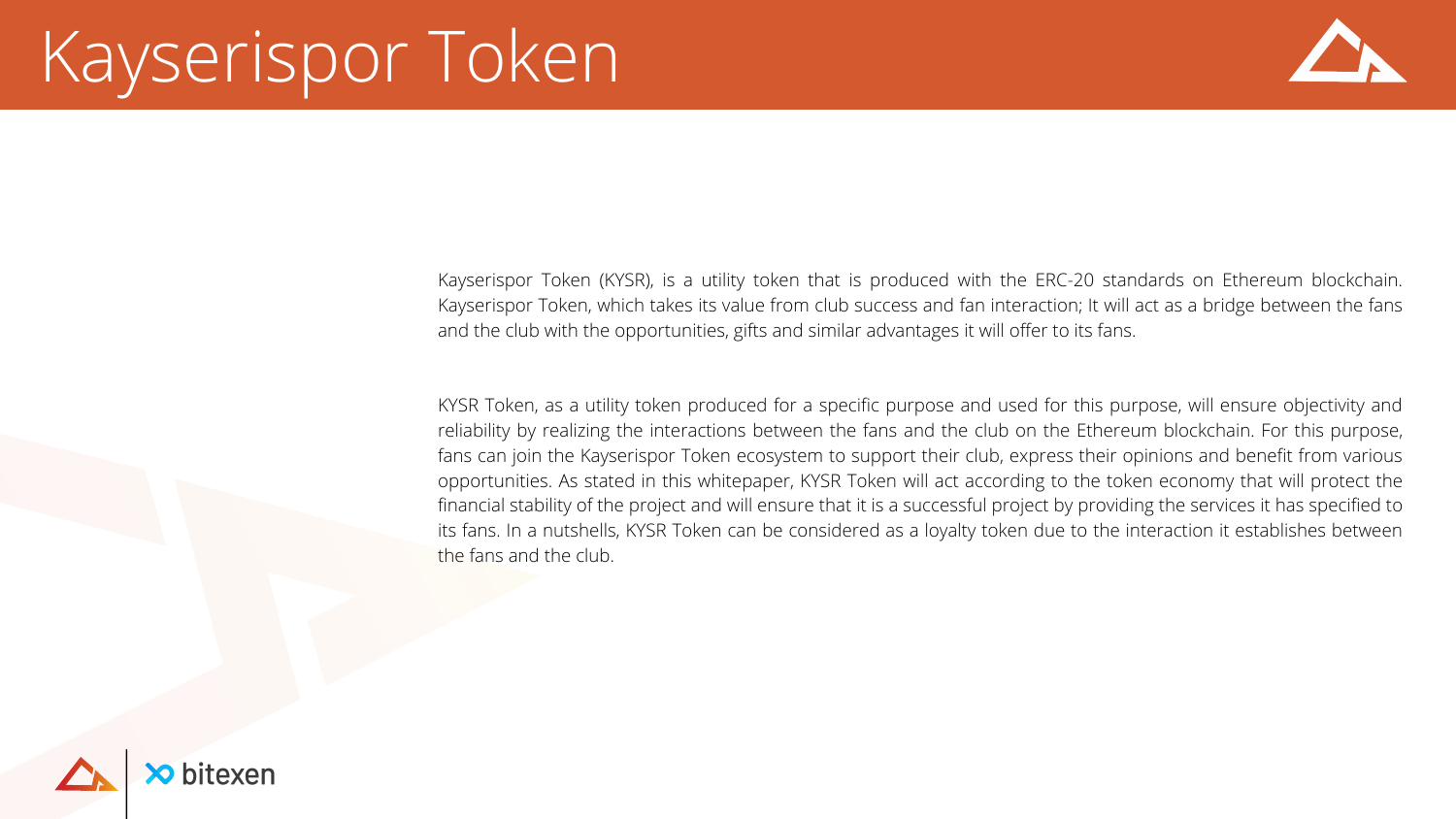# Kayserispor Token

Kayserispor Token (KYSR), is a utility token that is produced with the ERC-20 standards on Ethereum blockchain. Kayserispor Token, which takes its value from club success and fan interaction; It will act as a bridge between the fans and the club with the opportunities, gifts and similar advantages it will offer to its fans.

KYSR Token, as a utility token produced for a specific purpose and used for this purpose, will ensure objectivity and reliability by realizing the interactions between the fans and the club on the Ethereum blockchain. For this purpose, fans can join the Kayserispor Token ecosystem to support their club, express their opinions and benefit from various opportunities. As stated in this whitepaper, KYSR Token will act according to the token economy that will protect the financial stability of the project and will ensure that it is a successful project by providing the services it has specified to its fans. In a nutshells, KYSR Token can be considered as a loyalty token due to the interaction it establishes between the fans and the club.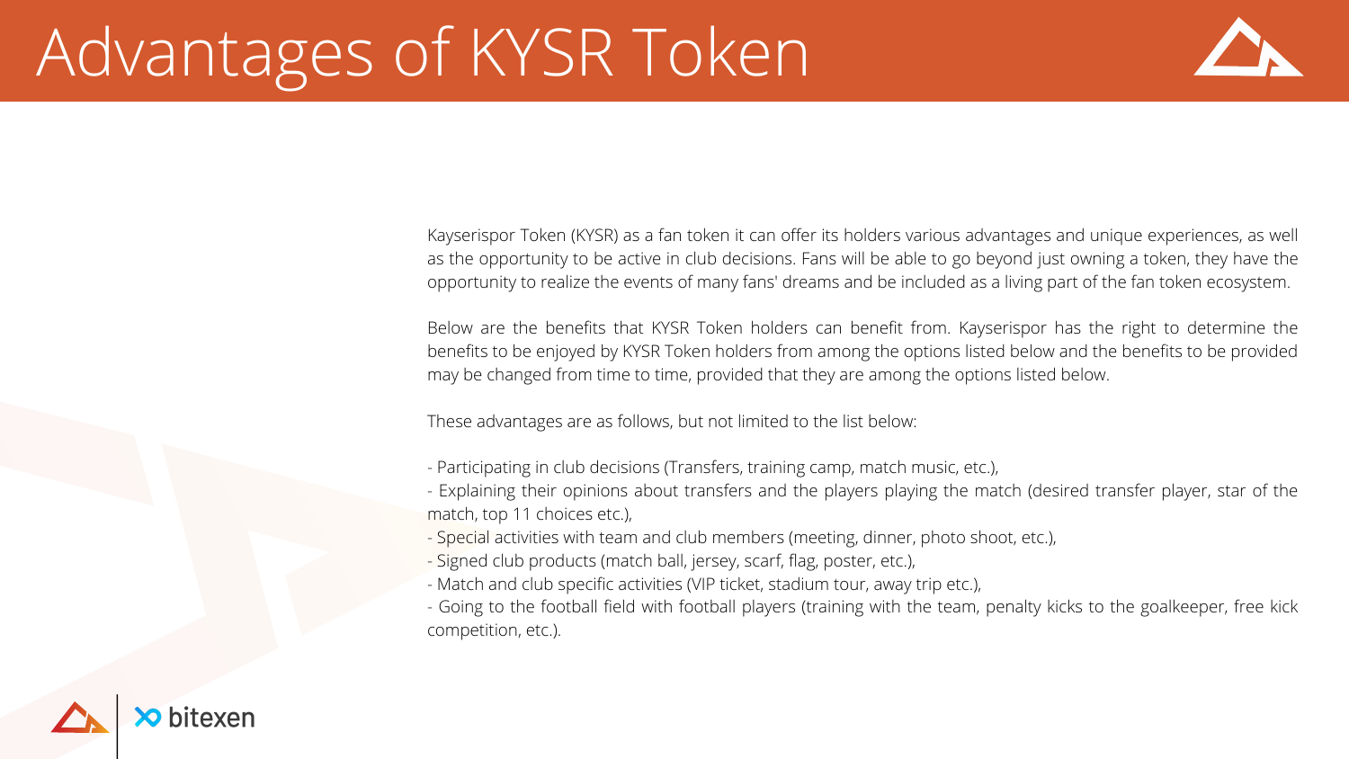# Advantages of KYSR Token

Kayserispor Token (KYSR) as a fan token it can offer its holders various advantages and unique experiences, as well as the opportunity to be active in club decisions. Fans will be able to go beyond just owning a token, they have the opportunity to realize the events of many fans' dreams and be included as a living part of the fan token ecosystem.

Below are the benefits that KYSR Token holders can benefit from. Kayserispor has the right to determine the benefits to be enjoyed by KYSR Token holders from among the options listed below and the benefits to be provided may be changed from time to time, provided that they are among the options listed below.

These advantages are as follows, but not limited to the list below:

- Participating in club decisions (Transfers, training camp, match music, etc.),
- Explaining their opinions about transfers and the players playing the match (desired transfer player, star of the match, top 11 choices etc.),
- Special activities with team and club members (meeting, dinner, photo shoot, etc.),
- Signed club products (match ball, jersey, scarf, flag, poster, etc.),
- Match and club specific activities (VIP ticket, stadium tour, away trip etc.),
- Going to the football field with football players (training with the team, penalty kicks to the goalkeeper, free kick competition, etc.).

bitexen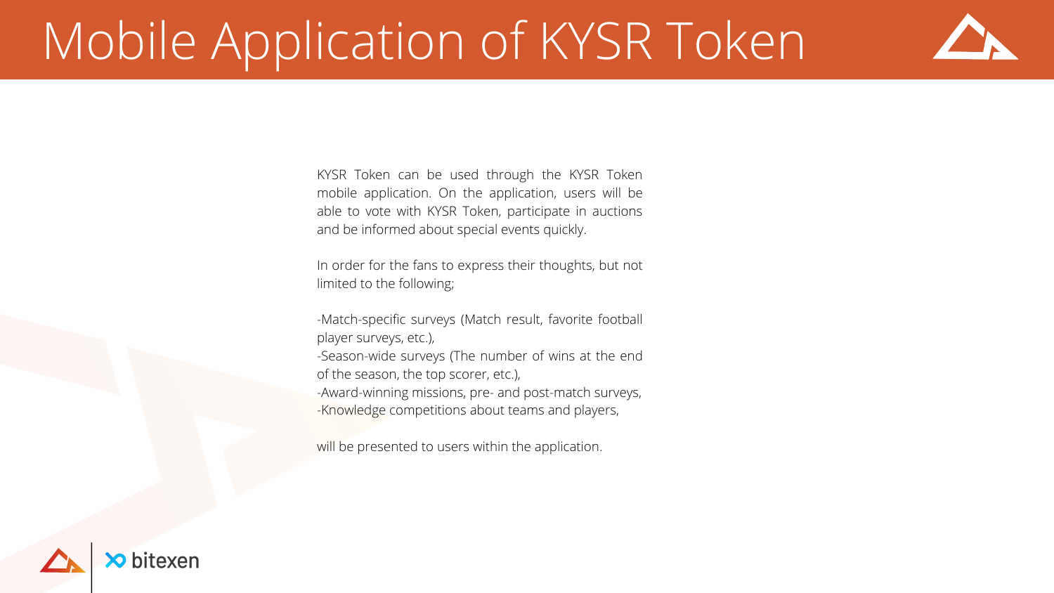# Mobile Application of KYSR Token

KYSR Token can be used through the KYSR Token mobile application. On the application, users will be able to vote with KYSR Token, participate in auctions and be informed about special events quickly.

In order for the fans to express their thoughts, but not limited to the following;

-Match-specific surveys (Match result, favorite football player surveys, etc.),
-Season-wide surveys (The number of wins at the end of the season, the top scorer, etc.),
-Award-winning missions, pre- and post-match surveys,
-Knowledge competitions about teams and players,

will be presented to users within the application.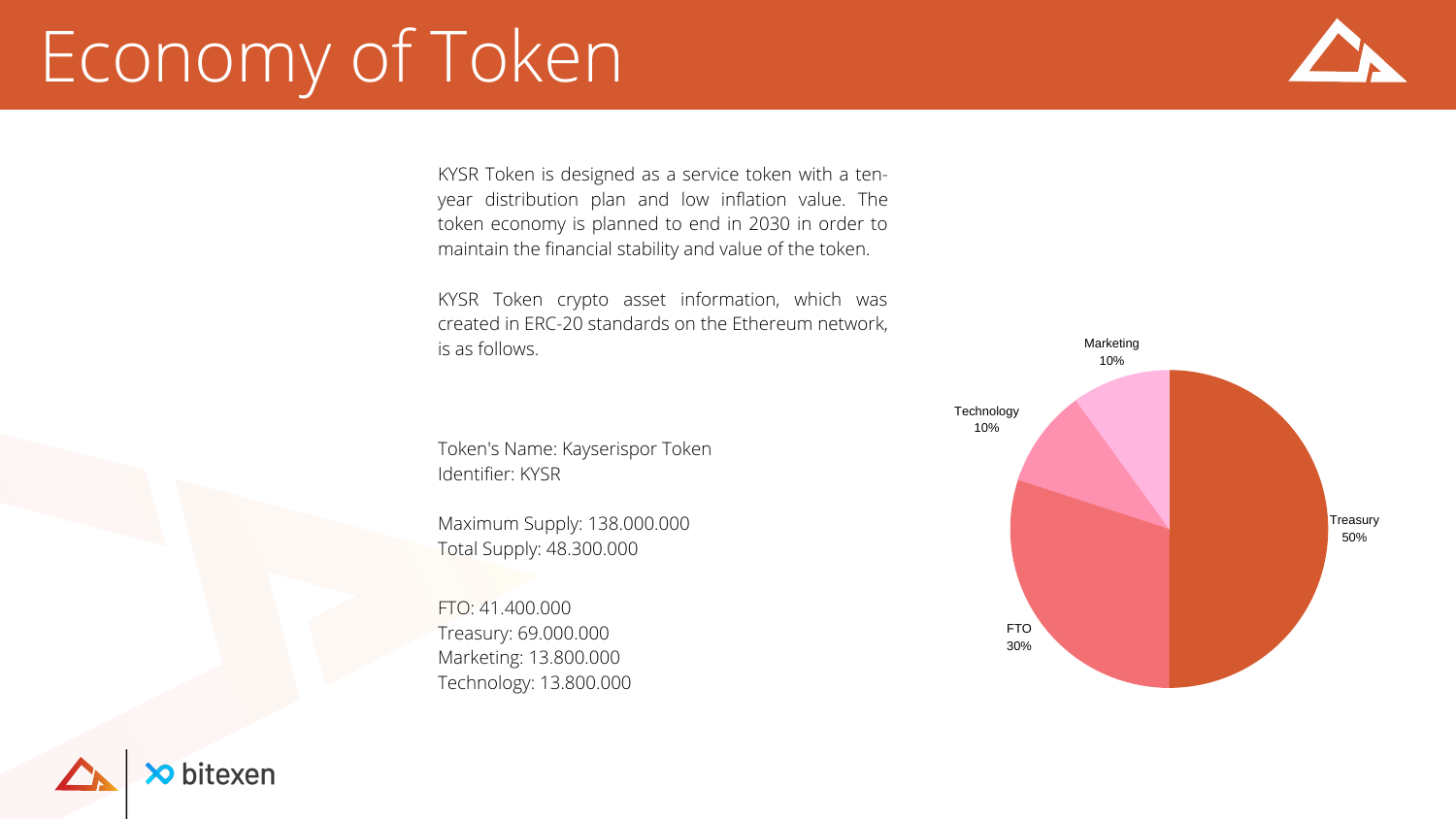# Economy of Token

KYSR Token is designed as a service token with a ten-year distribution plan and low inflation value. The token economy is planned to end in 2030 in order to maintain the financial stability and value of the token.

KYSR Token crypto asset information, which was created in ERC-20 standards on the Ethereum network, is as follows.

Token's Name: Kayserispor Token
Identifier: KYSR

Maximum Supply: 138.000.000
Total Supply: 48.300.000

FTO: 41.400.000
Treasury: 69.000.000
Marketing: 13.800.000
Technology: 13.800.000

Marketing 10%
Technology 10%
Treasury 50%
FTO 30%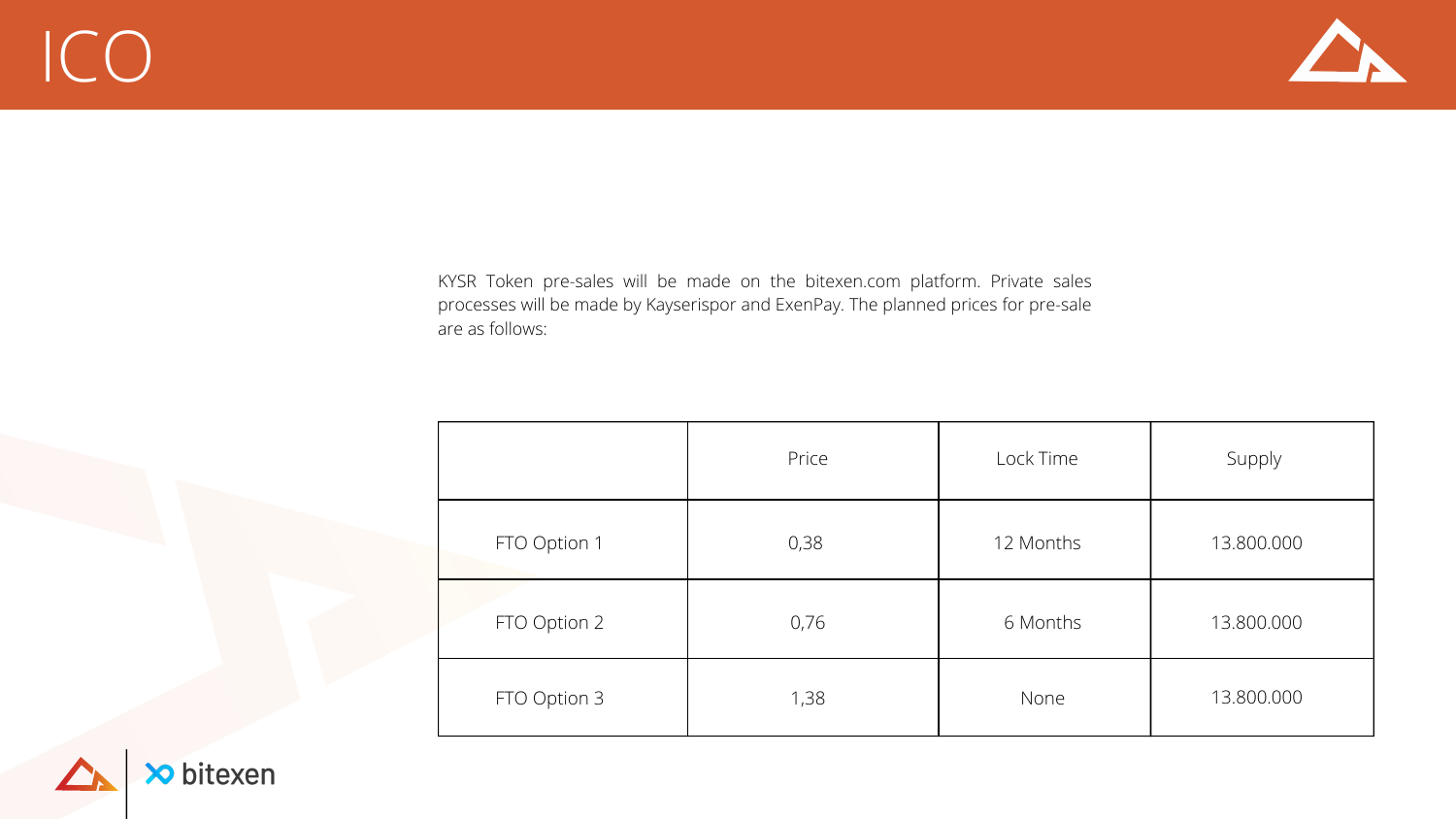# ICO

KYSR Token pre-sales will be made on the bitexen.com platform. Private sales processes will be made by Kayserispor and ExenPay. The planned prices for pre-sale are as follows:

| | Price | Lock Time | Supply |
|---|---|---|---|
| FTO Option 1 | 0,38 | 12 Months | 13.800.000 |
| FTO Option 2 | 0,76 | 6 Months | 13.800.000 |
| FTO Option 3 | 1,38 | None | 13.800.000 |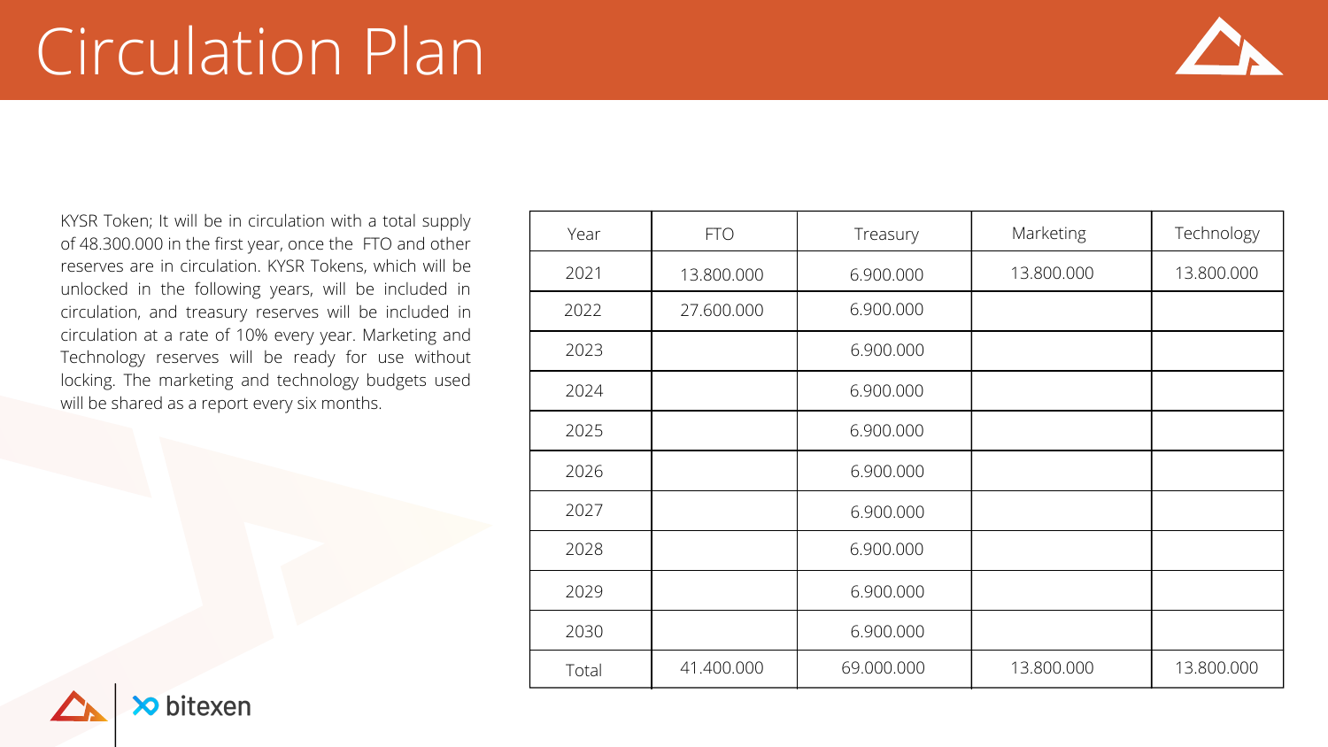# Circulation Plan

KYSR Token; It will be in circulation with a total supply of 48.300.000 in the first year, once the FTO and other reserves are in circulation. KYSR Tokens, which will be unlocked in the following years, will be included in circulation, and treasury reserves will be included in circulation at a rate of 10% every year. Marketing and Technology reserves will be ready for use without locking. The marketing and technology budgets used will be shared as a report every six months.

| Year | FTO | Treasury | Marketing | Technology |
|---|---|---|---|---|
| 2021 | 13.800.000 | 6.900.000 | 13.800.000 | 13.800.000 |
| 2022 | 27.600.000 | 6.900.000 | | |
| 2023 | | 6.900.000 | | |
| 2024 | | 6.900.000 | | |
| 2025 | | 6.900.000 | | |
| 2026 | | 6.900.000 | | |
| 2027 | | 6.900.000 | | |
| 2028 | | 6.900.000 | | |
| 2029 | | 6.900.000 | | |
| 2030 | | 6.900.000 | | |
| Total | 41.400.000 | 69.000.000 | 13.800.000 | 13.800.000 |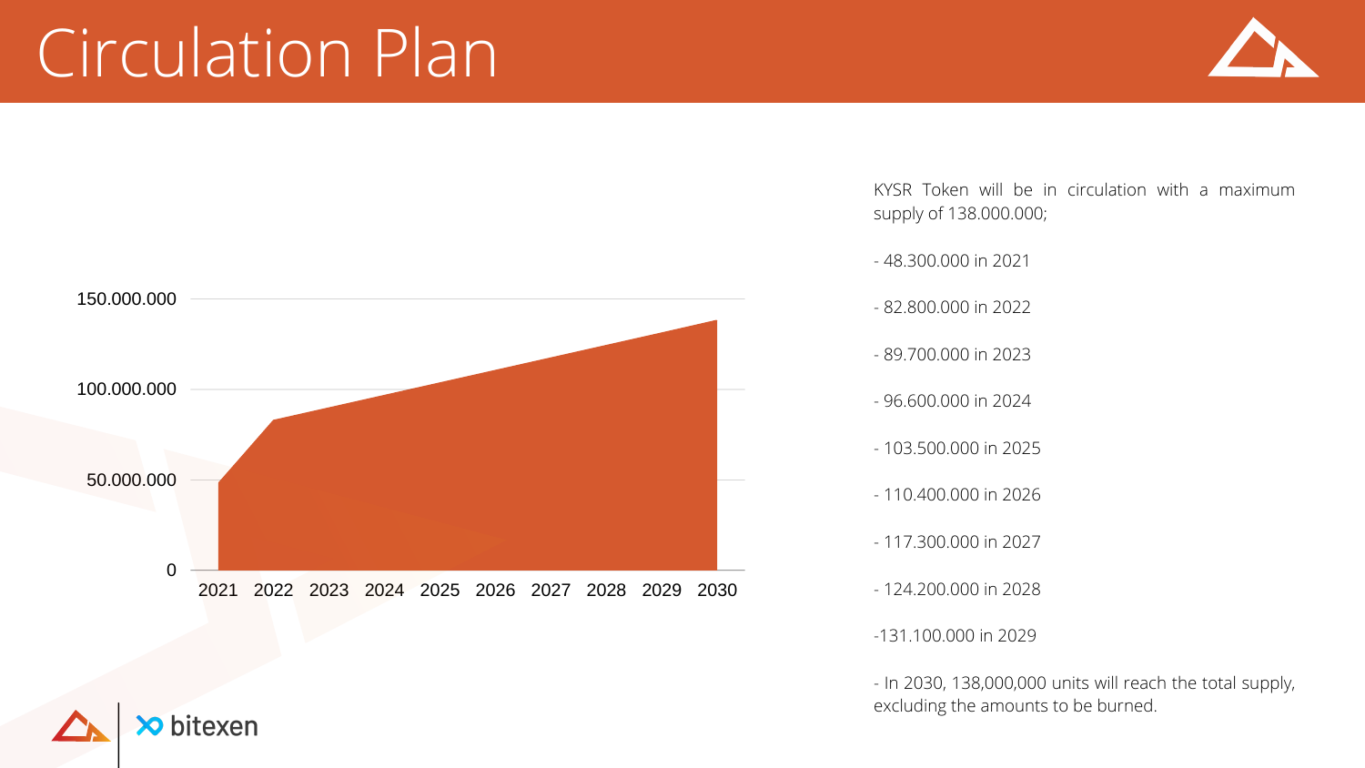# Circulation Plan

KYSR Token will be in circulation with a maximum supply of 138.000.000;

- 48.300.000 in 2021
- 82.800.000 in 2022
- 89.700.000 in 2023
- 96.600.000 in 2024
- 103.500.000 in 2025
- 110.400.000 in 2026
- 117.300.000 in 2027
- 124.200.000 in 2028

-131.100.000 in 2029

- In 2030, 138,000,000 units will reach the total supply, excluding the amounts to be burned.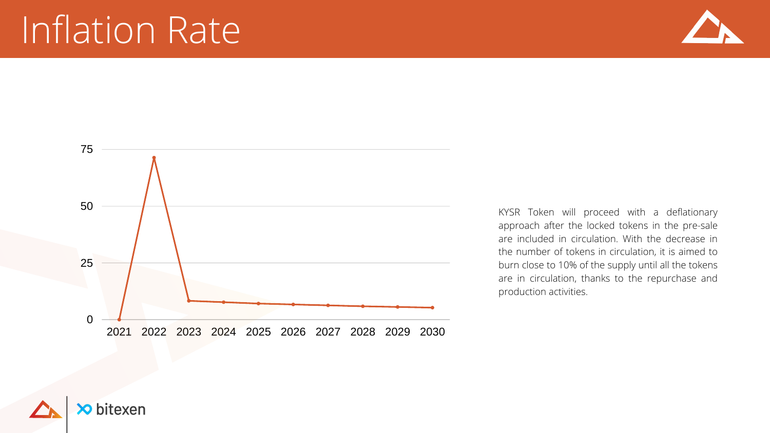# Inflation Rate

KYSR Token will proceed with a deflationary approach after the locked tokens in the pre-sale are included in circulation. With the decrease in the number of tokens in circulation, it is aimed to burn close to 10% of the supply until all the tokens are in circulation, thanks to the repurchase and production activities.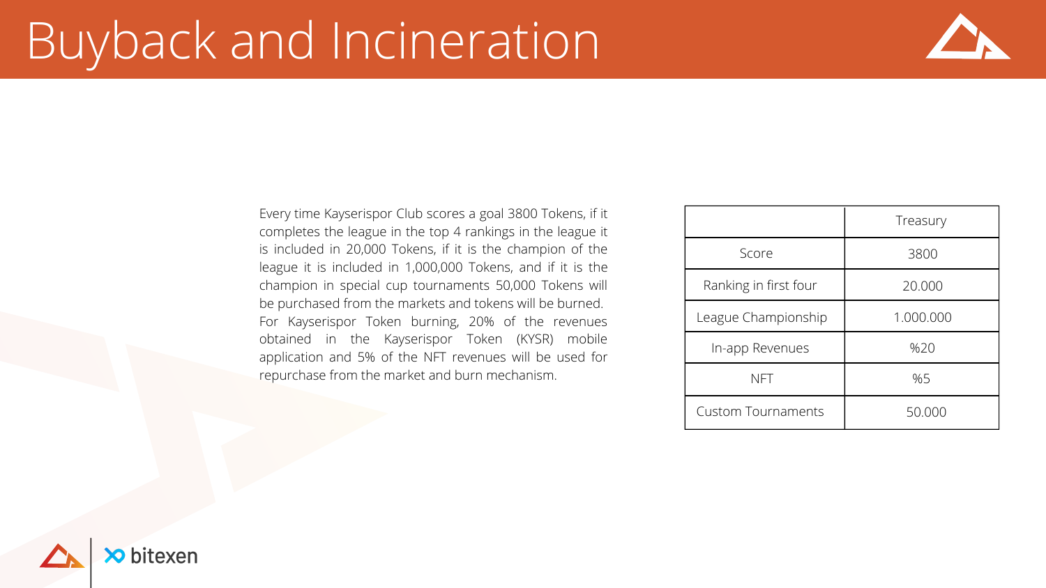# Buyback and Incineration

Every time Kayserispor Club scores a goal 3800 Tokens, if it completes the league in the top 4 rankings in the league it is included in 20,000 Tokens, if it is the champion of the league it is included in 1,000,000 Tokens, and if it is the champion in special cup tournaments 50,000 Tokens will be purchased from the markets and tokens will be burned. For Kayserispor Token burning, 20% of the revenues obtained in the Kayserispor Token (KYSR) mobile application and 5% of the NFT revenues will be used for repurchase from the market and burn mechanism.

| | Treasury |
|---|---|
| Score | 3800 |
| Ranking in first four | 20.000 |
| League Championship | 1.000.000 |
| In-app Revenues | %20 |
| NFT | %5 |
| Custom Tournaments | 50.000 |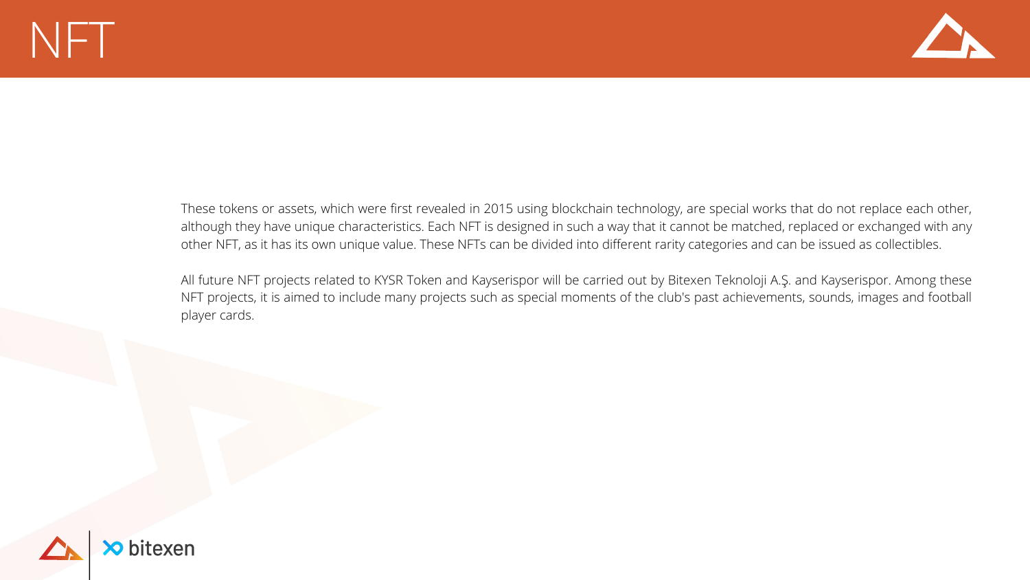# NFT

These tokens or assets, which were first revealed in 2015 using blockchain technology, are special works that do not replace each other, although they have unique characteristics. Each NFT is designed in such a way that it cannot be matched, replaced or exchanged with any other NFT, as it has its own unique value. These NFTs can be divided into different rarity categories and can be issued as collectibles.

All future NFT projects related to KYSR Token and Kayserispor will be carried out by Bitexen Teknoloji A.Ş. and Kayserispor. Among these NFT projects, it is aimed to include many projects such as special moments of the club's past achievements, sounds, images and football player cards.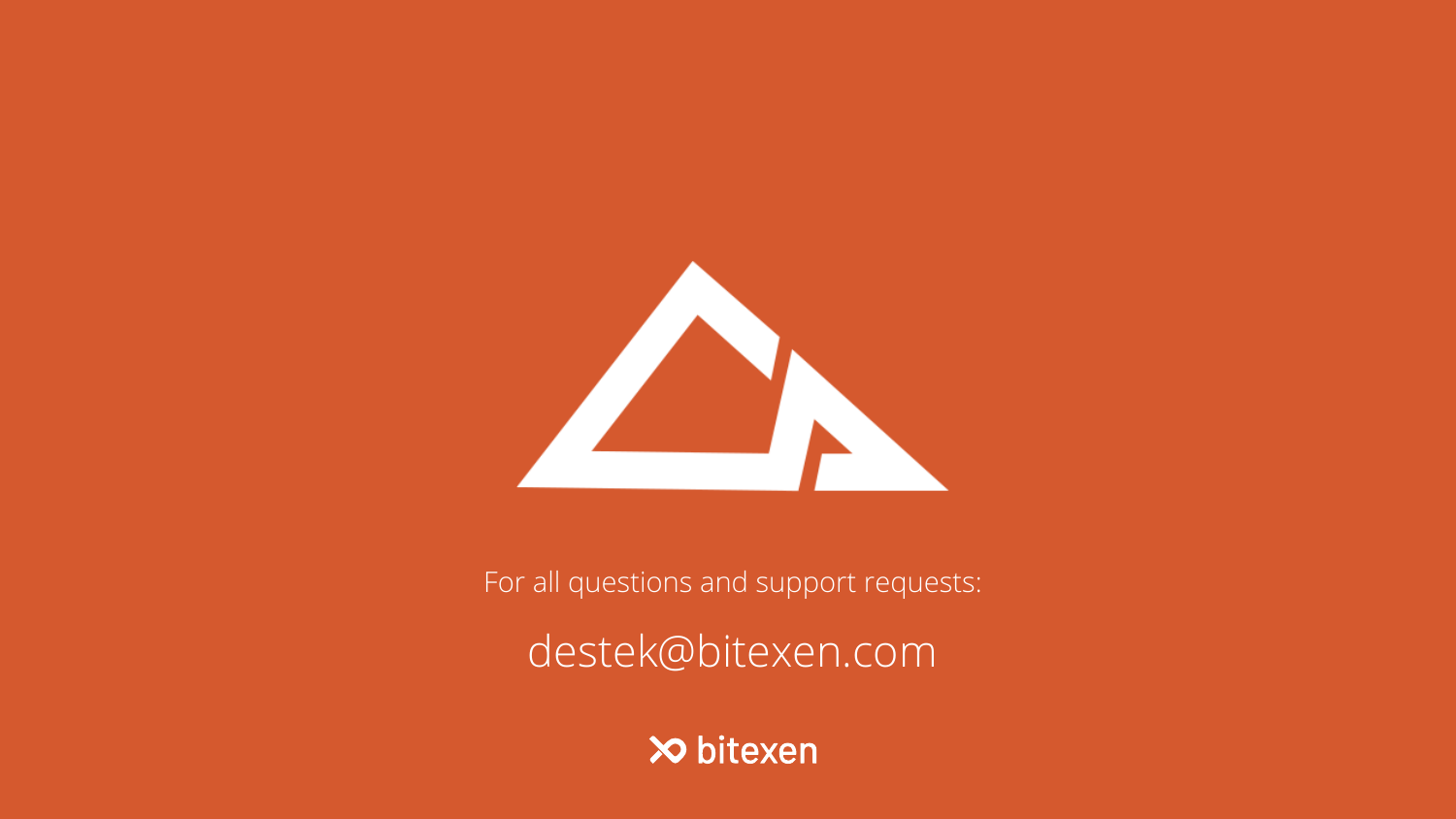For all questions and support requests:

destek@bitexen.com

bitexen